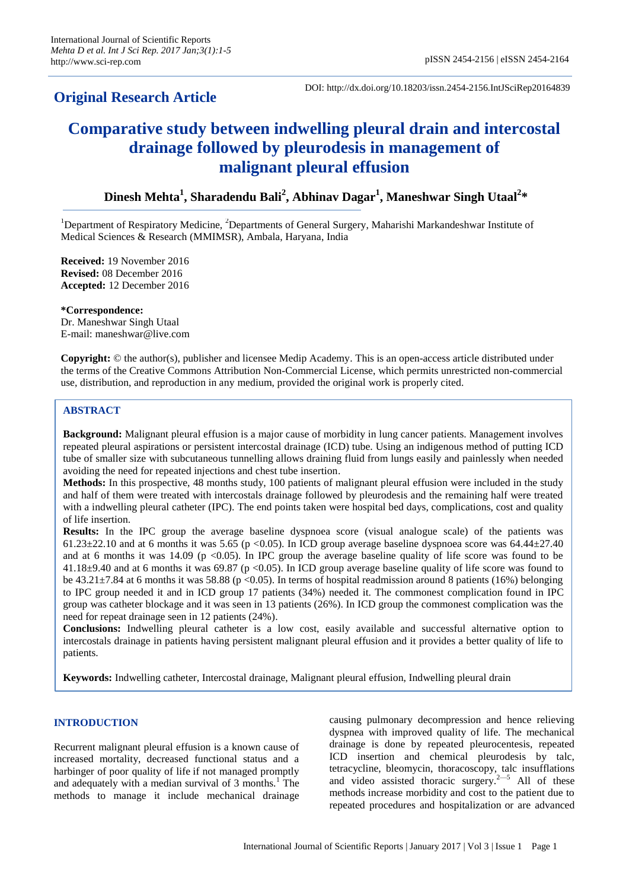**Original Research Article**

DOI: http://dx.doi.org/10.18203/issn.2454-2156.IntJSciRep20164839

# Comparative study between indwelling pleural drain and intercostal drainage followed by pleurodesis in management of malignant pleural effusion

**Dinesh Mehta[1], Sharadendu Bali[2], Abhinav Dagar[1], Maneshwar Singh Utaal[2]***

[1]Department of Respiratory Medicine, [2]Departments of General Surgery, Maharishi Markandeshwar Institute of Medical Sciences & Research (MMIMSR), Ambala, Haryana, India

**Received:** 19 November 2016
**Revised:** 08 December 2016
**Accepted:** 12 December 2016

***Correspondence:**
Dr. Maneshwar Singh Utaal
E-mail: maneshwar@live.com

**Copyright:** © the author(s), publisher and licensee Medip Academy. This is an open-access article distributed under the terms of the Creative Commons Attribution Non-Commercial License, which permits unrestricted non-commercial use, distribution, and reproduction in any medium, provided the original work is properly cited.

## ABSTRACT

**Background:** Malignant pleural effusion is a major cause of morbidity in lung cancer patients. Management involves repeated pleural aspirations or persistent intercostal drainage (ICD) tube. Using an indigenous method of putting ICD tube of smaller size with subcutaneous tunnelling allows draining fluid from lungs easily and painlessly when needed avoiding the need for repeated injections and chest tube insertion.

**Methods:** In this prospective, 48 months study, 100 patients of malignant pleural effusion were included in the study and half of them were treated with intercostals drainage followed by pleurodesis and the remaining half were treated with a indwelling pleural catheter (IPC). The end points taken were hospital bed days, complications, cost and quality of life insertion.

**Results:** In the IPC group the average baseline dyspnoea score (visual analogue scale) of the patients was 61.23±22.10 and at 6 months it was 5.65 ($p < 0.05$). In ICD group average baseline dyspnoea score was 64.44±27.40 and at 6 months it was 14.09 ($p < 0.05$). In IPC group the average baseline quality of life score was found to be 41.18±9.40 and at 6 months it was 69.87 ($p < 0.05$). In ICD group average baseline quality of life score was found to be 43.21±7.84 at 6 months it was 58.88 ($p < 0.05$). In terms of hospital readmission around 8 patients (16%) belonging to IPC group needed it and in ICD group 17 patients (34%) needed it. The commonest complication found in IPC group was catheter blockage and it was seen in 13 patients (26%). In ICD group the commonest complication was the need for repeat drainage seen in 12 patients (24%).

**Conclusions:** Indwelling pleural catheter is a low cost, easily available and successful alternative option to intercostals drainage in patients having persistent malignant pleural effusion and it provides a better quality of life to patients.

**Keywords:** Indwelling catheter, Intercostal drainage, Malignant pleural effusion, Indwelling pleural drain

## INTRODUCTION

Recurrent malignant pleural effusion is a known cause of increased mortality, decreased functional status and a harbinger of poor quality of life if not managed promptly and adequately with a median survival of 3 months.[1] The methods to manage it include mechanical drainage causing pulmonary decompression and hence relieving dyspnea with improved quality of life. The mechanical drainage is done by repeated pleurocentesis, repeated ICD insertion and chemical pleurodesis by talc, tetracycline, bleomycin, thoracoscopy, talc insufflations and video assisted thoracic surgery.[2–5] All of these methods increase morbidity and cost to the patient due to repeated procedures and hospitalization or are advanced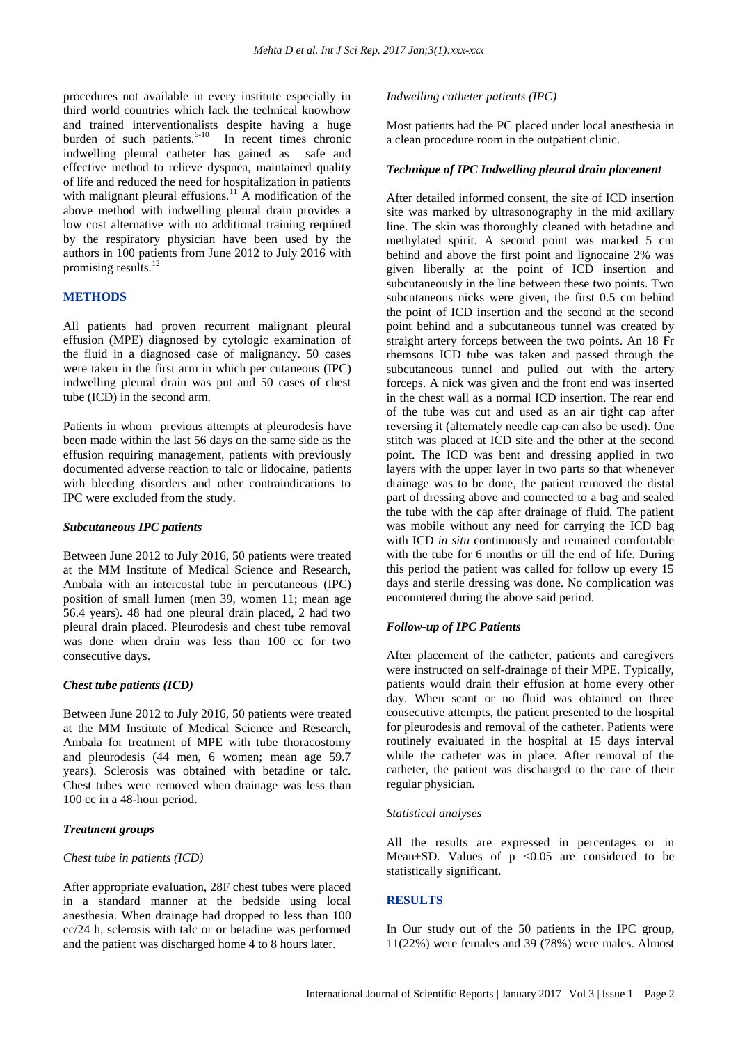procedures not available in every institute especially in third world countries which lack the technical knowhow and trained interventionalists despite having a huge burden of such patients.[6-10] In recent times chronic indwelling pleural catheter has gained as safe and effective method to relieve dyspnea, maintained quality of life and reduced the need for hospitalization in patients with malignant pleural effusions.[11] A modification of the above method with indwelling pleural drain provides a low cost alternative with no additional training required by the respiratory physician have been used by the authors in 100 patients from June 2012 to July 2016 with promising results.[12]

## METHODS

All patients had proven recurrent malignant pleural effusion (MPE) diagnosed by cytologic examination of the fluid in a diagnosed case of malignancy. 50 cases were taken in the first arm in which per cutaneous (IPC) indwelling pleural drain was put and 50 cases of chest tube (ICD) in the second arm.

Patients in whom previous attempts at pleurodesis have been made within the last 56 days on the same side as the effusion requiring management, patients with previously documented adverse reaction to talc or lidocaine, patients with bleeding disorders and other contraindications to IPC were excluded from the study.

### *Subcutaneous IPC patients*

Between June 2012 to July 2016, 50 patients were treated at the MM Institute of Medical Science and Research, Ambala with an intercostal tube in percutaneous (IPC) position of small lumen (men 39, women 11; mean age 56.4 years). 48 had one pleural drain placed, 2 had two pleural drain placed. Pleurodesis and chest tube removal was done when drain was less than 100 cc for two consecutive days.

### *Chest tube patients (ICD)*

Between June 2012 to July 2016, 50 patients were treated at the MM Institute of Medical Science and Research, Ambala for treatment of MPE with tube thoracostomy and pleurodesis (44 men, 6 women; mean age 59.7 years). Sclerosis was obtained with betadine or talc. Chest tubes were removed when drainage was less than 100 cc in a 48-hour period.

### *Treatment groups*

*Chest tube in patients (ICD)*

After appropriate evaluation, 28F chest tubes were placed in a standard manner at the bedside using local anesthesia. When drainage had dropped to less than 100 cc/24 h, sclerosis with talc or or betadine was performed and the patient was discharged home 4 to 8 hours later.

*Indwelling catheter patients (IPC)*

Most patients had the PC placed under local anesthesia in a clean procedure room in the outpatient clinic.

### *Technique of IPC Indwelling pleural drain placement*

After detailed informed consent, the site of ICD insertion site was marked by ultrasonography in the mid axillary line. The skin was thoroughly cleaned with betadine and methylated spirit. A second point was marked 5 cm behind and above the first point and lignocaine 2% was given liberally at the point of ICD insertion and subcutaneously in the line between these two points. Two subcutaneous nicks were given, the first 0.5 cm behind the point of ICD insertion and the second at the second point behind and a subcutaneous tunnel was created by straight artery forceps between the two points. An 18 Fr rhemsons ICD tube was taken and passed through the subcutaneous tunnel and pulled out with the artery forceps. A nick was given and the front end was inserted in the chest wall as a normal ICD insertion. The rear end of the tube was cut and used as an air tight cap after reversing it (alternately needle cap can also be used). One stitch was placed at ICD site and the other at the second point. The ICD was bent and dressing applied in two layers with the upper layer in two parts so that whenever drainage was to be done, the patient removed the distal part of dressing above and connected to a bag and sealed the tube with the cap after drainage of fluid. The patient was mobile without any need for carrying the ICD bag with ICD *in situ* continuously and remained comfortable with the tube for 6 months or till the end of life. During this period the patient was called for follow up every 15 days and sterile dressing was done. No complication was encountered during the above said period.

### *Follow-up of IPC Patients*

After placement of the catheter, patients and caregivers were instructed on self-drainage of their MPE. Typically, patients would drain their effusion at home every other day. When scant or no fluid was obtained on three consecutive attempts, the patient presented to the hospital for pleurodesis and removal of the catheter. Patients were routinely evaluated in the hospital at 15 days interval while the catheter was in place. After removal of the catheter, the patient was discharged to the care of their regular physician.

*Statistical analyses*

All the results are expressed in percentages or in Mean±SD. Values of $p < 0.05$ are considered to be statistically significant.

## RESULTS

In Our study out of the 50 patients in the IPC group, 11(22%) were females and 39 (78%) were males. Almost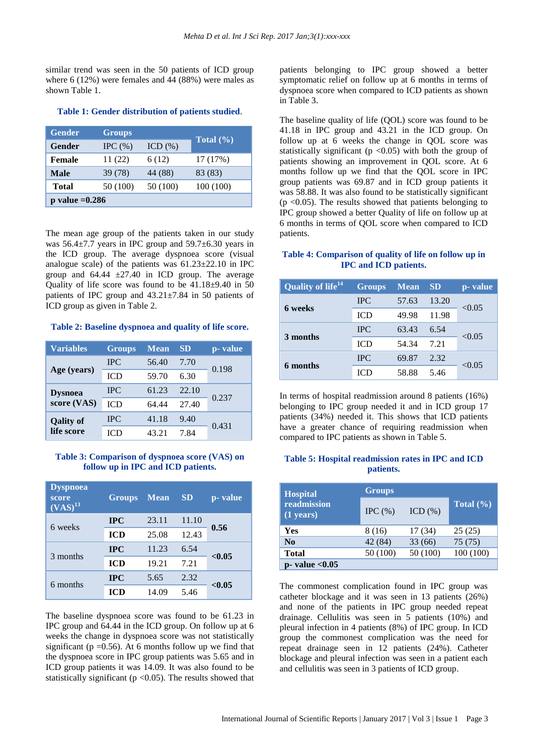similar trend was seen in the 50 patients of ICD group where 6 (12%) were females and 44 (88%) were males as shown Table 1.

**Table 1: Gender distribution of patients studied.**

| Gender | Groups | | Total (%) |
|---|---|---|---|
| **Gender** | IPC (%) | ICD (%) | |
| **Female** | 11 (22) | 6 (12) | 17 (17%) |
| **Male** | 39 (78) | 44 (88) | 83 (83) |
| **Total** | 50 (100) | 50 (100) | 100 (100) |
| **p value =0.286** | | | |

The mean age group of the patients taken in our study was 56.4±7.7 years in IPC group and 59.7±6.30 years in the ICD group. The average dyspnoea score (visual analogue scale) of the patients was 61.23±22.10 in IPC group and 64.44 ±27.40 in ICD group. The average Quality of life score was found to be 41.18±9.40 in 50 patients of IPC group and 43.21±7.84 in 50 patients of ICD group as given in Table 2.

**Table 2: Baseline dyspnoea and quality of life score.**

| Variables | Groups | Mean | SD | p- value |
|---|---|---|---|---|
| **Age (years)** | IPC | 56.40 | 7.70 | 0.198 |
| | ICD | 59.70 | 6.30 | |
| **Dysnoea score (VAS)** | IPC | 61.23 | 22.10 | 0.237 |
| | ICD | 64.44 | 27.40 | |
| **Qality of life score** | IPC | 41.18 | 9.40 | 0.431 |
| | ICD | 43.21 | 7.84 | |

**Table 3: Comparison of dyspnoea score (VAS) on follow up in IPC and ICD patients.**

| Dyspnoea score (VAS)[13] | Groups | Mean | SD | p- value |
|---|---|---|---|---|
| 6 weeks | **IPC** | 23.11 | 11.10 | **0.56** |
| | **ICD** | 25.08 | 12.43 | |
| 3 months | **IPC** | 11.23 | 6.54 | **<0.05** |
| | **ICD** | 19.21 | 7.21 | |
| 6 months | **IPC** | 5.65 | 2.32 | **<0.05** |
| | **ICD** | 14.09 | 5.46 | |

The baseline dyspnoea score was found to be 61.23 in IPC group and 64.44 in the ICD group. On follow up at 6 weeks the change in dyspnoea score was not statistically significant ($p = 0.56$). At 6 months follow up we find that the dyspnoea score in IPC group patients was 5.65 and in ICD group patients it was 14.09. It was also found to be statistically significant ($p < 0.05$). The results showed that patients belonging to IPC group showed a better symptomatic relief on follow up at 6 months in terms of dyspnoea score when compared to ICD patients as shown in Table 3.

The baseline quality of life (QOL) score was found to be 41.18 in IPC group and 43.21 in the ICD group. On follow up at 6 weeks the change in QOL score was statistically significant ($p < 0.05$) with both the group of patients showing an improvement in QOL score. At 6 months follow up we find that the QOL score in IPC group patients was 69.87 and in ICD group patients it was 58.88. It was also found to be statistically significant ($p < 0.05$). The results showed that patients belonging to IPC group showed a better Quality of life on follow up at 6 months in terms of QOL score when compared to ICD patients.

**Table 4: Comparison of quality of life on follow up in IPC and ICD patients.**

| Quality of life[14] | Groups | Mean | SD | p- value |
|---|---|---|---|---|
| **6 weeks** | IPC | 57.63 | 13.20 | <0.05 |
| | ICD | 49.98 | 11.98 | |
| **3 months** | IPC | 63.43 | 6.54 | <0.05 |
| | ICD | 54.34 | 7.21 | |
| **6 months** | IPC | 69.87 | 2.32 | <0.05 |
| | ICD | 58.88 | 5.46 | |

In terms of hospital readmission around 8 patients (16%) belonging to IPC group needed it and in ICD group 17 patients (34%) needed it. This shows that ICD patients have a greater chance of requiring readmission when compared to IPC patients as shown in Table 5.

**Table 5: Hospital readmission rates in IPC and ICD patients.**

| Hospital readmission (1 years) | Groups | | Total (%) |
|---|---|---|---|
| | IPC (%) | ICD (%) | |
| **Yes** | 8 (16) | 17 (34) | 25 (25) |
| **No** | 42 (84) | 33 (66) | 75 (75) |
| **Total** | 50 (100) | 50 (100) | 100 (100) |
| **p- value <0.05** | | | |

The commonest complication found in IPC group was catheter blockage and it was seen in 13 patients (26%) and none of the patients in IPC group needed repeat drainage. Cellulitis was seen in 5 patients (10%) and pleural infection in 4 patients (8%) of IPC group. In ICD group the commonest complication was the need for repeat drainage seen in 12 patients (24%). Catheter blockage and pleural infection was seen in a patient each and cellulitis was seen in 3 patients of ICD group.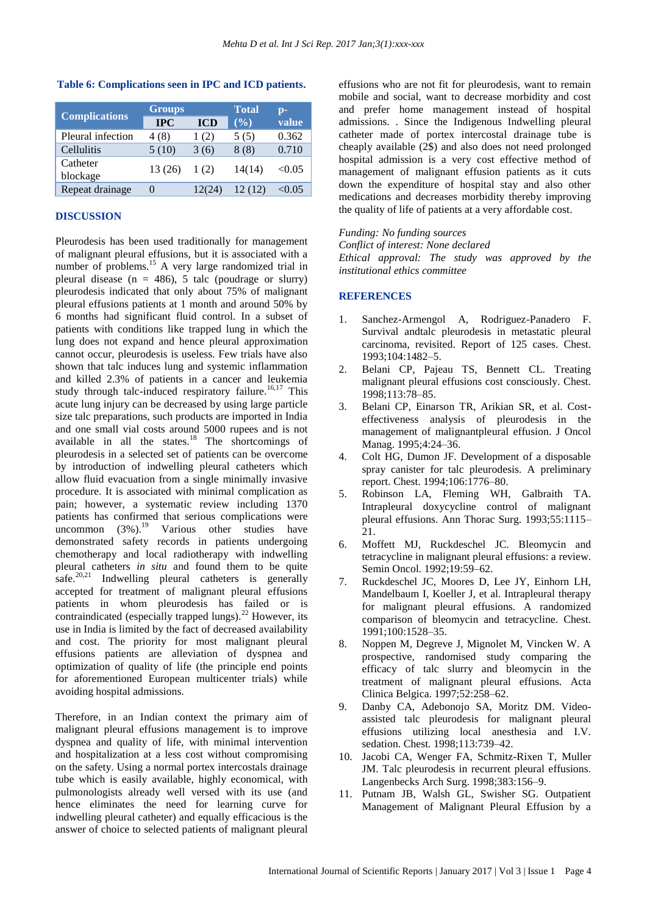**Table 6: Complications seen in IPC and ICD patients.**

| Complications | Groups | | Total (%) | p-value |
|---|---|---|---|---|
| | IPC | ICD | | |
| Pleural infection | 4 (8) | 1 (2) | 5 (5) | 0.362 |
| Cellulitis | 5 (10) | 3 (6) | 8 (8) | 0.710 |
| Catheter blockage | 13 (26) | 1 (2) | 14(14) | <0.05 |
| Repeat drainage | 0 | 12(24) | 12 (12) | <0.05 |

## DISCUSSION

Pleurodesis has been used traditionally for management of malignant pleural effusions, but it is associated with a number of problems.[15] A very large randomized trial in pleural disease (n = 486), 5 talc (poudrage or slurry) pleurodesis indicated that only about 75% of malignant pleural effusions patients at 1 month and around 50% by 6 months had significant fluid control. In a subset of patients with conditions like trapped lung in which the lung does not expand and hence pleural approximation cannot occur, pleurodesis is useless. Few trials have also shown that talc induces lung and systemic inflammation and killed 2.3% of patients in a cancer and leukemia study through talc-induced respiratory failure.[16,17] This acute lung injury can be decreased by using large particle size talc preparations, such products are imported in India and one small vial costs around 5000 rupees and is not available in all the states.[18] The shortcomings of pleurodesis in a selected set of patients can be overcome by introduction of indwelling pleural catheters which allow fluid evacuation from a single minimally invasive procedure. It is associated with minimal complication as pain; however, a systematic review including 1370 patients has confirmed that serious complications were uncommon (3%).[19] Various other studies have demonstrated safety records in patients undergoing chemotherapy and local radiotherapy with indwelling pleural catheters *in situ* and found them to be quite safe.[20,21] Indwelling pleural catheters is generally accepted for treatment of malignant pleural effusions patients in whom pleurodesis has failed or is contraindicated (especially trapped lungs).[22] However, its use in India is limited by the fact of decreased availability and cost. The priority for most malignant pleural effusions patients are alleviation of dyspnea and optimization of quality of life (the principle end points for aforementioned European multicenter trials) while avoiding hospital admissions.

Therefore, in an Indian context the primary aim of malignant pleural effusions management is to improve dyspnea and quality of life, with minimal intervention and hospitalization at a less cost without compromising on the safety. Using a normal portex intercostals drainage tube which is easily available, highly economical, with pulmonologists already well versed with its use (and hence eliminates the need for learning curve for indwelling pleural catheter) and equally efficacious is the answer of choice to selected patients of malignant pleural effusions who are not fit for pleurodesis, want to remain mobile and social, want to decrease morbidity and cost and prefer home management instead of hospital admissions. . Since the Indigenous Indwelling pleural catheter made of portex intercostal drainage tube is cheaply available (2$) and also does not need prolonged hospital admission is a very cost effective method of management of malignant effusion patients as it cuts down the expenditure of hospital stay and also other medications and decreases morbidity thereby improving the quality of life of patients at a very affordable cost.

*Funding: No funding sources*
*Conflict of interest: None declared*
*Ethical approval: The study was approved by the institutional ethics committee*

## REFERENCES

1. Sanchez-Armengol A, Rodriguez-Panadero F. Survival andtalc pleurodesis in metastatic pleural carcinoma, revisited. Report of 125 cases. Chest. 1993;104:1482–5.
2. Belani CP, Pajeau TS, Bennett CL. Treating malignant pleural effusions cost consciously. Chest. 1998;113:78–85.
3. Belani CP, Einarson TR, Arikian SR, et al. Cost-effectiveness analysis of pleurodesis in the management of malignantpleural effusion. J Oncol Manag. 1995;4:24–36.
4. Colt HG, Dumon JF. Development of a disposable spray canister for talc pleurodesis. A preliminary report. Chest. 1994;106:1776–80.
5. Robinson LA, Fleming WH, Galbraith TA. Intrapleural doxycycline control of malignant pleural effusions. Ann Thorac Surg. 1993;55:1115–21.
6. Moffett MJ, Ruckdeschel JC. Bleomycin and tetracycline in malignant pleural effusions: a review. Semin Oncol. 1992;19:59–62.
7. Ruckdeschel JC, Moores D, Lee JY, Einhorn LH, Mandelbaum I, Koeller J, et al. Intrapleural therapy for malignant pleural effusions. A randomized comparison of bleomycin and tetracycline. Chest. 1991;100:1528–35.
8. Noppen M, Degreve J, Mignolet M, Vincken W. A prospective, randomised study comparing the efficacy of talc slurry and bleomycin in the treatment of malignant pleural effusions. Acta Clinica Belgica. 1997;52:258–62.
9. Danby CA, Adebonojo SA, Moritz DM. Video-assisted talc pleurodesis for malignant pleural effusions utilizing local anesthesia and I.V. sedation. Chest. 1998;113:739–42.
10. Jacobi CA, Wenger FA, Schmitz-Rixen T, Muller JM. Talc pleurodesis in recurrent pleural effusions. Langenbecks Arch Surg. 1998;383:156–9.
11. Putnam JB, Walsh GL, Swisher SG. Outpatient Management of Malignant Pleural Effusion by a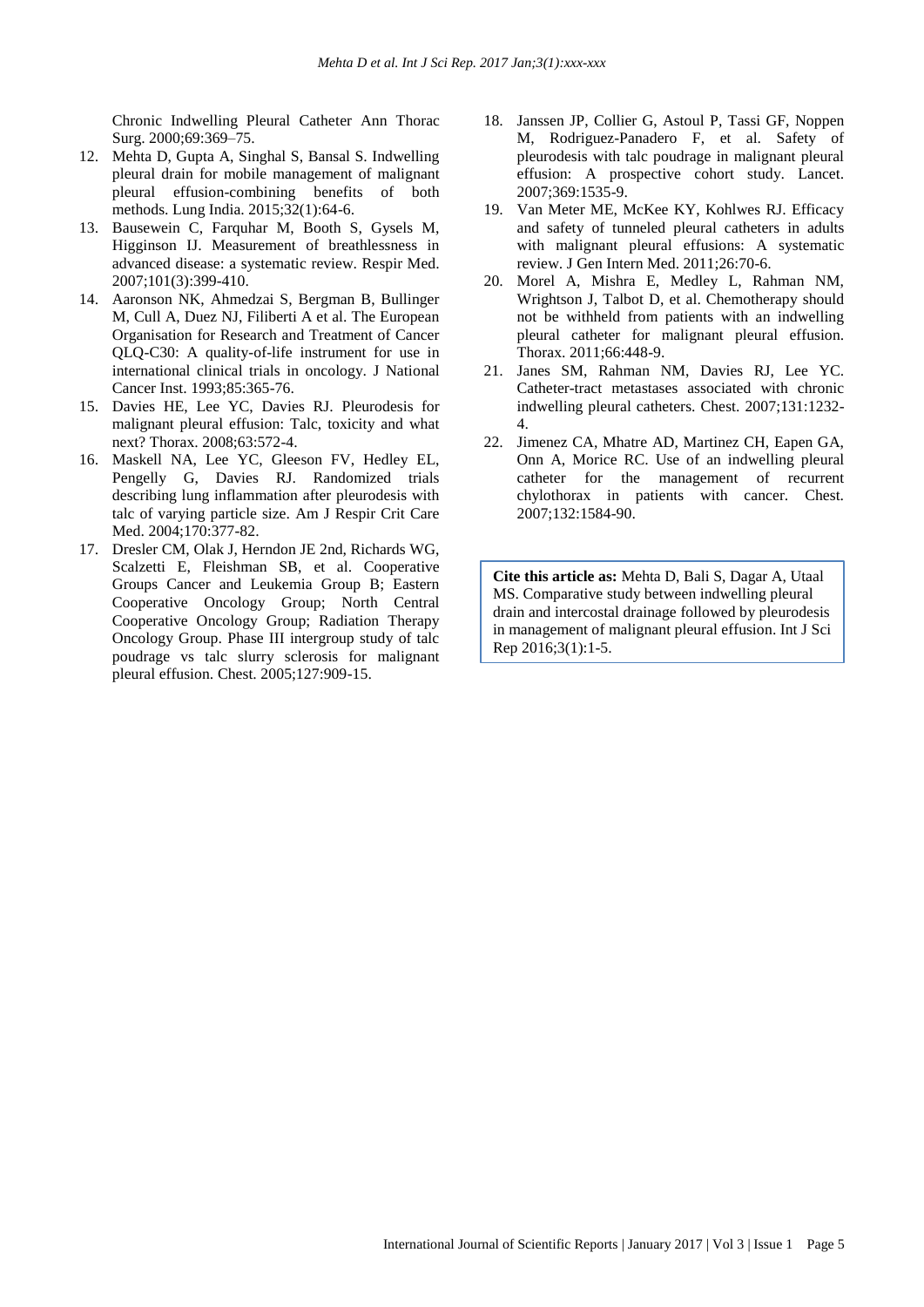Chronic Indwelling Pleural Catheter Ann Thorac Surg. 2000;69:369–75.

12. Mehta D, Gupta A, Singhal S, Bansal S. Indwelling pleural drain for mobile management of malignant pleural effusion-combining benefits of both methods. Lung India. 2015;32(1):64-6.
13. Bausewein C, Farquhar M, Booth S, Gysels M, Higginson IJ. Measurement of breathlessness in advanced disease: a systematic review. Respir Med. 2007;101(3):399-410.
14. Aaronson NK, Ahmedzai S, Bergman B, Bullinger M, Cull A, Duez NJ, Filiberti A et al. The European Organisation for Research and Treatment of Cancer QLQ-C30: A quality-of-life instrument for use in international clinical trials in oncology. J National Cancer Inst. 1993;85:365-76.
15. Davies HE, Lee YC, Davies RJ. Pleurodesis for malignant pleural effusion: Talc, toxicity and what next? Thorax. 2008;63:572-4.
16. Maskell NA, Lee YC, Gleeson FV, Hedley EL, Pengelly G, Davies RJ. Randomized trials describing lung inflammation after pleurodesis with talc of varying particle size. Am J Respir Crit Care Med. 2004;170:377-82.
17. Dresler CM, Olak J, Herndon JE 2nd, Richards WG, Scalzetti E, Fleishman SB, et al. Cooperative Groups Cancer and Leukemia Group B; Eastern Cooperative Oncology Group; North Central Cooperative Oncology Group; Radiation Therapy Oncology Group. Phase III intergroup study of talc poudrage vs talc slurry sclerosis for malignant pleural effusion. Chest. 2005;127:909-15.
18. Janssen JP, Collier G, Astoul P, Tassi GF, Noppen M, Rodriguez-Panadero F, et al. Safety of pleurodesis with talc poudrage in malignant pleural effusion: A prospective cohort study. Lancet. 2007;369:1535-9.
19. Van Meter ME, McKee KY, Kohlwes RJ. Efficacy and safety of tunneled pleural catheters in adults with malignant pleural effusions: A systematic review. J Gen Intern Med. 2011;26:70-6.
20. Morel A, Mishra E, Medley L, Rahman NM, Wrightson J, Talbot D, et al. Chemotherapy should not be withheld from patients with an indwelling pleural catheter for malignant pleural effusion. Thorax. 2011;66:448-9.
21. Janes SM, Rahman NM, Davies RJ, Lee YC. Catheter-tract metastases associated with chronic indwelling pleural catheters. Chest. 2007;131:1232-4.
22. Jimenez CA, Mhatre AD, Martinez CH, Eapen GA, Onn A, Morice RC. Use of an indwelling pleural catheter for the management of recurrent chylothorax in patients with cancer. Chest. 2007;132:1584-90.

**Cite this article as:** Mehta D, Bali S, Dagar A, Utaal MS. Comparative study between indwelling pleural drain and intercostal drainage followed by pleurodesis in management of malignant pleural effusion. Int J Sci Rep 2016;3(1):1-5.